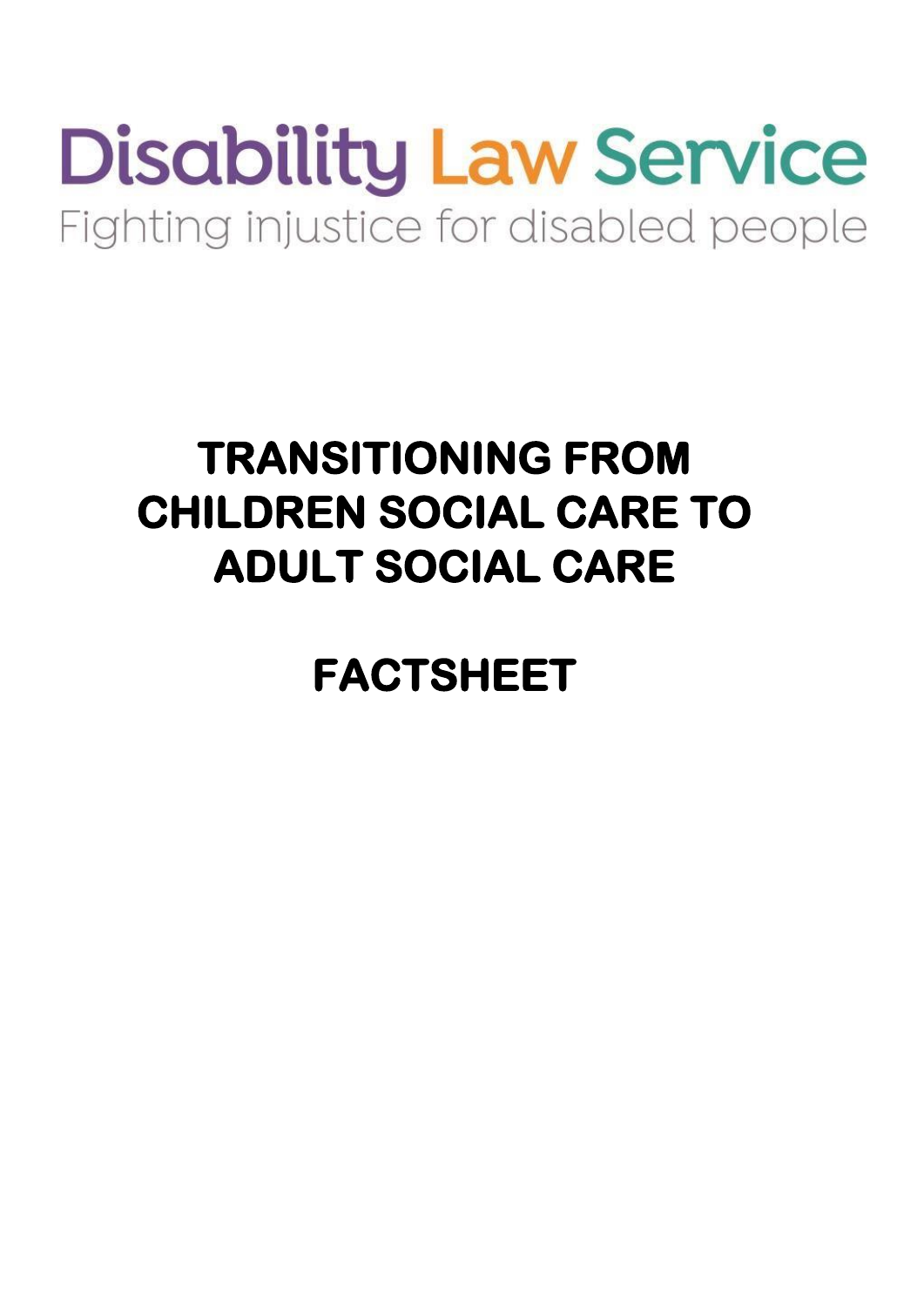Disability Law Service

Fighting injustice for disabled people

# TRANSITIONING FROM CHILDREN SOCIAL CARE TO ADULT SOCIAL CARE

# FACTSHEET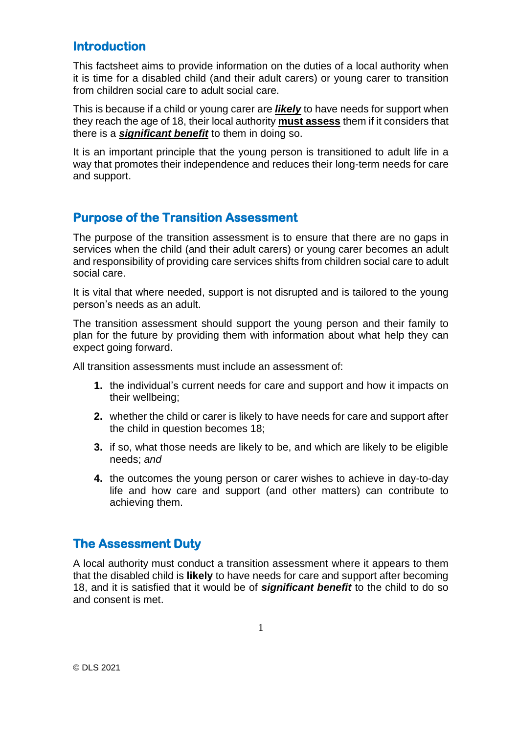## Introduction

This factsheet aims to provide information on the duties of a local authority when it is time for a disabled child (and their adult carers) or young carer to transition from children social care to adult social care.

This is because if a child or young carer are ***likely*** to have needs for support when they reach the age of 18, their local authority **must assess** them if it considers that there is a ***significant benefit*** to them in doing so.

It is an important principle that the young person is transitioned to adult life in a way that promotes their independence and reduces their long-term needs for care and support.

## Purpose of the Transition Assessment

The purpose of the transition assessment is to ensure that there are no gaps in services when the child (and their adult carers) or young carer becomes an adult and responsibility of providing care services shifts from children social care to adult social care.

It is vital that where needed, support is not disrupted and is tailored to the young person's needs as an adult.

The transition assessment should support the young person and their family to plan for the future by providing them with information about what help they can expect going forward.

All transition assessments must include an assessment of:

1. the individual's current needs for care and support and how it impacts on their wellbeing;
2. whether the child or carer is likely to have needs for care and support after the child in question becomes 18;
3. if so, what those needs are likely to be, and which are likely to be eligible needs; *and*
4. the outcomes the young person or carer wishes to achieve in day-to-day life and how care and support (and other matters) can contribute to achieving them.

## The Assessment Duty

A local authority must conduct a transition assessment where it appears to them that the disabled child is **likely** to have needs for care and support after becoming 18, and it is satisfied that it would be of ***significant benefit*** to the child to do so and consent is met.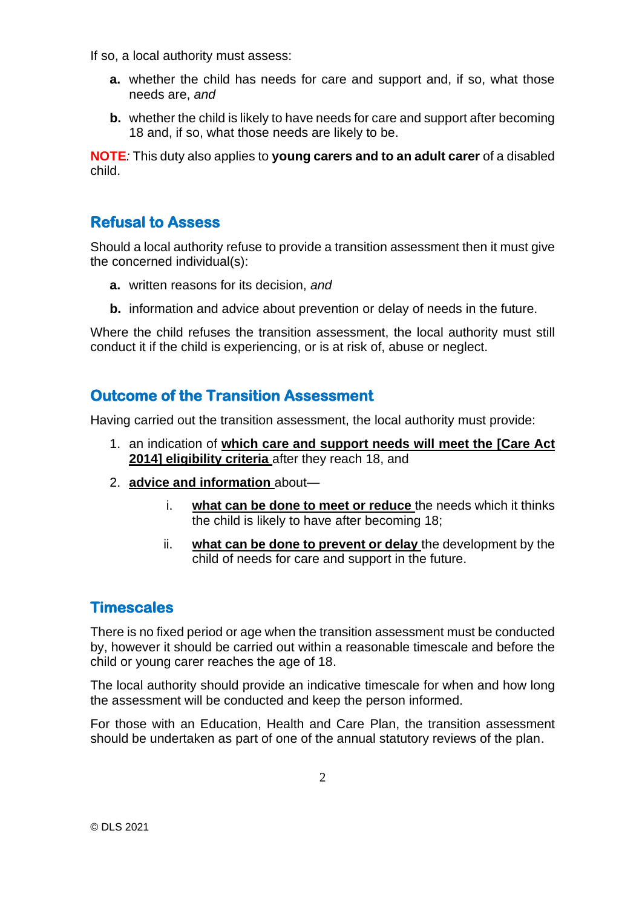If so, a local authority must assess:

- **a.** whether the child has needs for care and support and, if so, what those needs are, *and*
- **b.** whether the child is likely to have needs for care and support after becoming 18 and, if so, what those needs are likely to be.

**NOTE***:* This duty also applies to **young carers and to an adult carer** of a disabled child.

## Refusal to Assess

Should a local authority refuse to provide a transition assessment then it must give the concerned individual(s):

- **a.** written reasons for its decision, *and*
- **b.** information and advice about prevention or delay of needs in the future.

Where the child refuses the transition assessment, the local authority must still conduct it if the child is experiencing, or is at risk of, abuse or neglect.

## Outcome of the Transition Assessment

Having carried out the transition assessment, the local authority must provide:

1. an indication of **which care and support needs will meet the [Care Act 2014] eligibility criteria** after they reach 18, and
2. **advice and information** about—
   - i. **what can be done to meet or reduce** the needs which it thinks the child is likely to have after becoming 18;
   - ii. **what can be done to prevent or delay** the development by the child of needs for care and support in the future.

## Timescales

There is no fixed period or age when the transition assessment must be conducted by, however it should be carried out within a reasonable timescale and before the child or young carer reaches the age of 18.

The local authority should provide an indicative timescale for when and how long the assessment will be conducted and keep the person informed.

For those with an Education, Health and Care Plan, the transition assessment should be undertaken as part of one of the annual statutory reviews of the plan.

© DLS 2021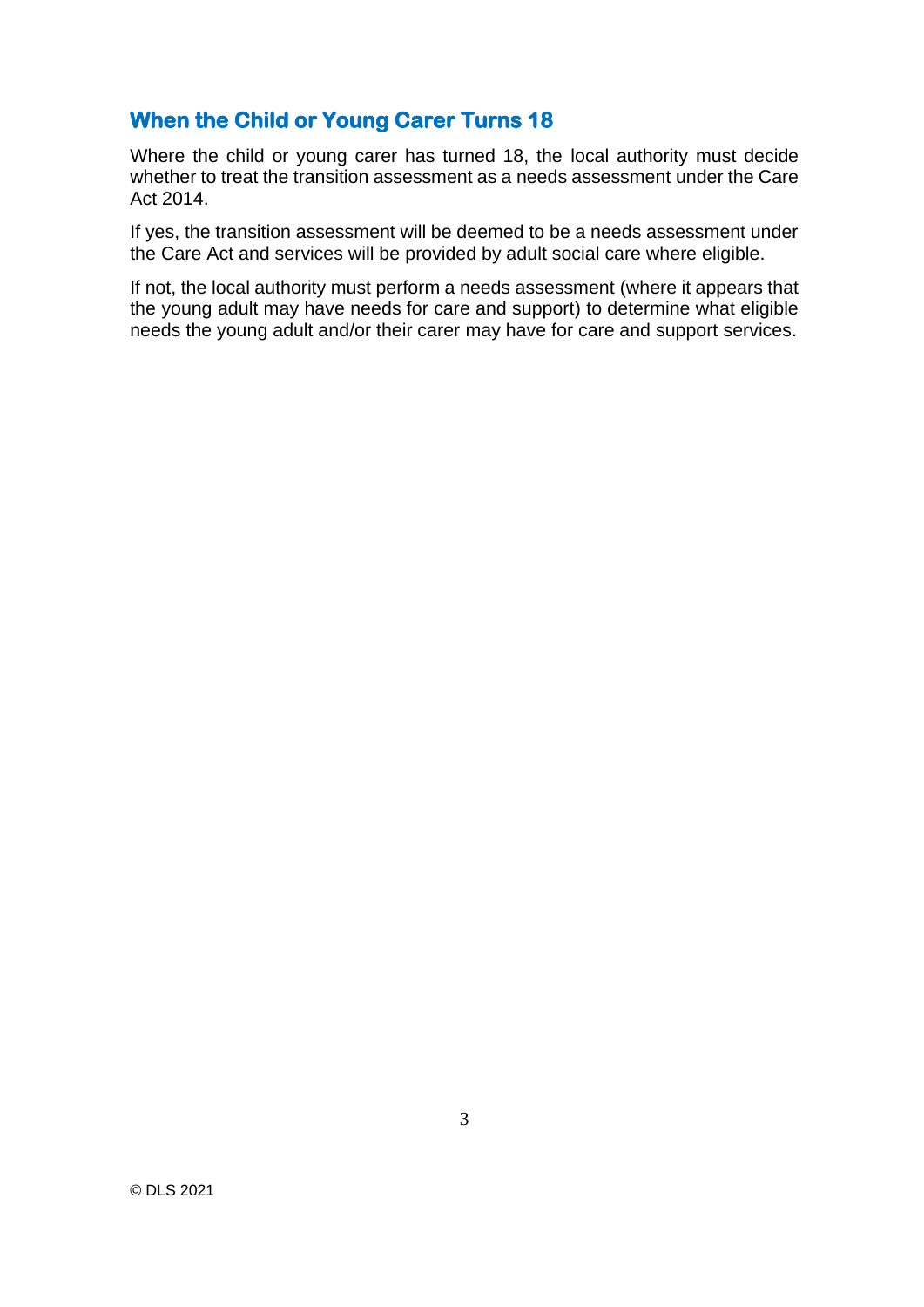## When the Child or Young Carer Turns 18

Where the child or young carer has turned 18, the local authority must decide whether to treat the transition assessment as a needs assessment under the Care Act 2014.

If yes, the transition assessment will be deemed to be a needs assessment under the Care Act and services will be provided by adult social care where eligible.

If not, the local authority must perform a needs assessment (where it appears that the young adult may have needs for care and support) to determine what eligible needs the young adult and/or their carer may have for care and support services.

© DLS 2021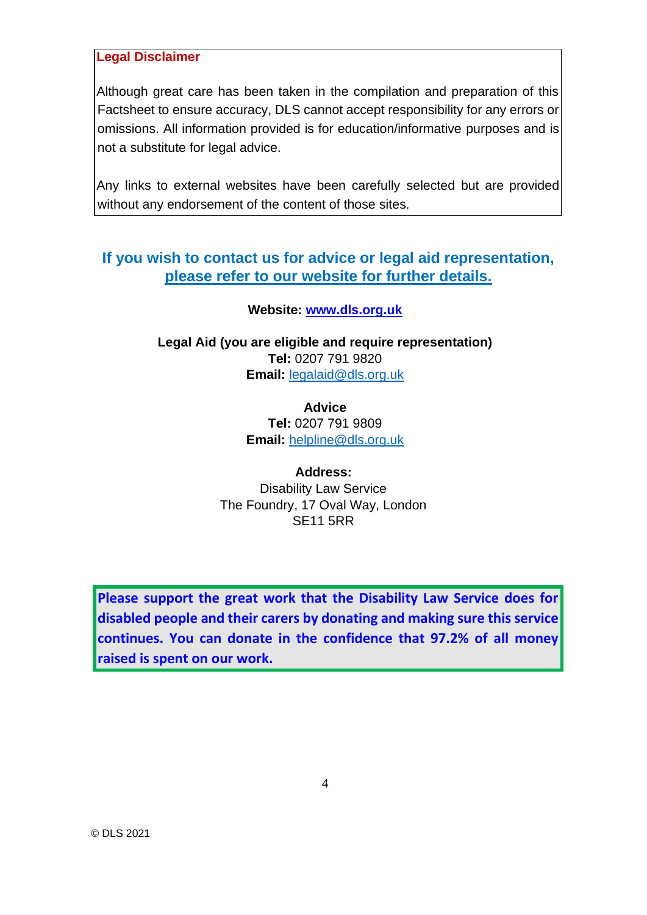**Legal Disclaimer**

Although great care has been taken in the compilation and preparation of this Factsheet to ensure accuracy, DLS cannot accept responsibility for any errors or omissions. All information provided is for education/informative purposes and is not a substitute for legal advice.

Any links to external websites have been carefully selected but are provided without any endorsement of the content of those sites.

**If you wish to contact us for advice or legal aid representation, please refer to our website for further details.**

**Website:** www.dls.org.uk

**Legal Aid (you are eligible and require representation)**
**Tel:** 0207 791 9820
**Email:** legalaid@dls.org.uk

**Advice**
**Tel:** 0207 791 9809
**Email:** helpline@dls.org.uk

**Address:**
Disability Law Service
The Foundry, 17 Oval Way, London
SE11 5RR

**Please support the great work that the Disability Law Service does for disabled people and their carers by donating and making sure this service continues. You can donate in the confidence that 97.2% of all money raised is spent on our work.**

© DLS 2021